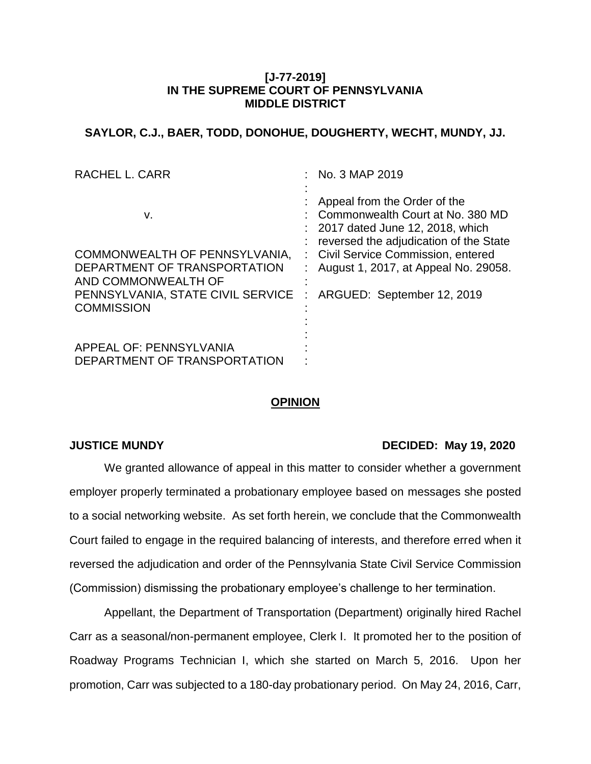**[J-77-2019]**
**IN THE SUPREME COURT OF PENNSYLVANIA**
**MIDDLE DISTRICT**

**SAYLOR, C.J., BAER, TODD, DONOHUE, DOUGHERTY, WECHT, MUNDY, JJ.**

| | | |
|---|---|---|
| RACHEL L. CARR | : | No. 3 MAP 2019 |
| | : | |
| v. | : | Appeal from the Order of the Commonwealth Court at No. 380 MD 2017 dated June 12, 2018, which reversed the adjudication of the State Civil Service Commission, entered August 1, 2017, at Appeal No. 29058. |
| COMMONWEALTH OF PENNSYLVANIA, DEPARTMENT OF TRANSPORTATION AND COMMONWEALTH OF PENNSYLVANIA, STATE CIVIL SERVICE COMMISSION | : | ARGUED: September 12, 2019 |
| | : | |
| APPEAL OF: PENNSYLVANIA DEPARTMENT OF TRANSPORTATION | : | |

## OPINION

**JUSTICE MUNDY** **DECIDED: May 19, 2020**

We granted allowance of appeal in this matter to consider whether a government employer properly terminated a probationary employee based on messages she posted to a social networking website. As set forth herein, we conclude that the Commonwealth Court failed to engage in the required balancing of interests, and therefore erred when it reversed the adjudication and order of the Pennsylvania State Civil Service Commission (Commission) dismissing the probationary employee's challenge to her termination.

Appellant, the Department of Transportation (Department) originally hired Rachel Carr as a seasonal/non-permanent employee, Clerk I. It promoted her to the position of Roadway Programs Technician I, which she started on March 5, 2016. Upon her promotion, Carr was subjected to a 180-day probationary period. On May 24, 2016, Carr,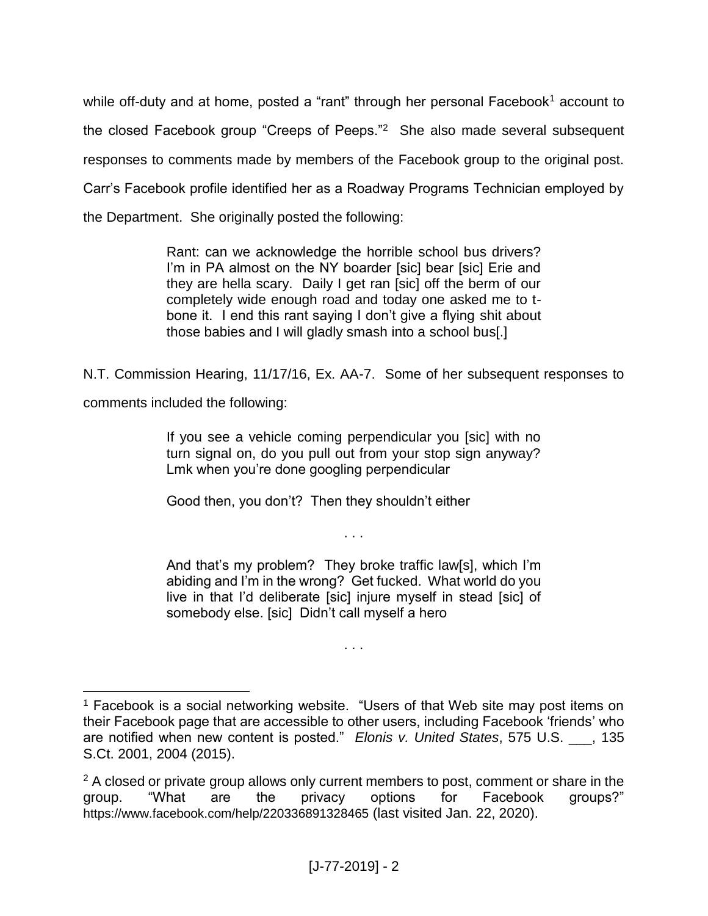while off-duty and at home, posted a "rant" through her personal Facebook[1] account to the closed Facebook group "Creeps of Peeps."[2] She also made several subsequent responses to comments made by members of the Facebook group to the original post. Carr's Facebook profile identified her as a Roadway Programs Technician employed by the Department. She originally posted the following:

> Rant: can we acknowledge the horrible school bus drivers? I'm in PA almost on the NY boarder [sic] bear [sic] Erie and they are hella scary. Daily I get ran [sic] off the berm of our completely wide enough road and today one asked me to t-bone it. I end this rant saying I don't give a flying shit about those babies and I will gladly smash into a school bus[.]

N.T. Commission Hearing, 11/17/16, Ex. AA-7. Some of her subsequent responses to comments included the following:

> If you see a vehicle coming perpendicular you [sic] with no turn signal on, do you pull out from your stop sign anyway? Lmk when you're done googling perpendicular
>
> Good then, you don't? Then they shouldn't either
>
> . . .
>
> And that's my problem? They broke traffic law[s], which I'm abiding and I'm in the wrong? Get fucked. What world do you live in that I'd deliberate [sic] injure myself in stead [sic] of somebody else. [sic] Didn't call myself a hero
>
> . . .

---

[1] Facebook is a social networking website. "Users of that Web site may post items on their Facebook page that are accessible to other users, including Facebook 'friends' who are notified when new content is posted." *Elonis v. United States*, 575 U.S. ___, 135 S.Ct. 2001, 2004 (2015).

[2] A closed or private group allows only current members to post, comment or share in the group. "What are the privacy options for Facebook groups?" https://www.facebook.com/help/220336891328465 (last visited Jan. 22, 2020).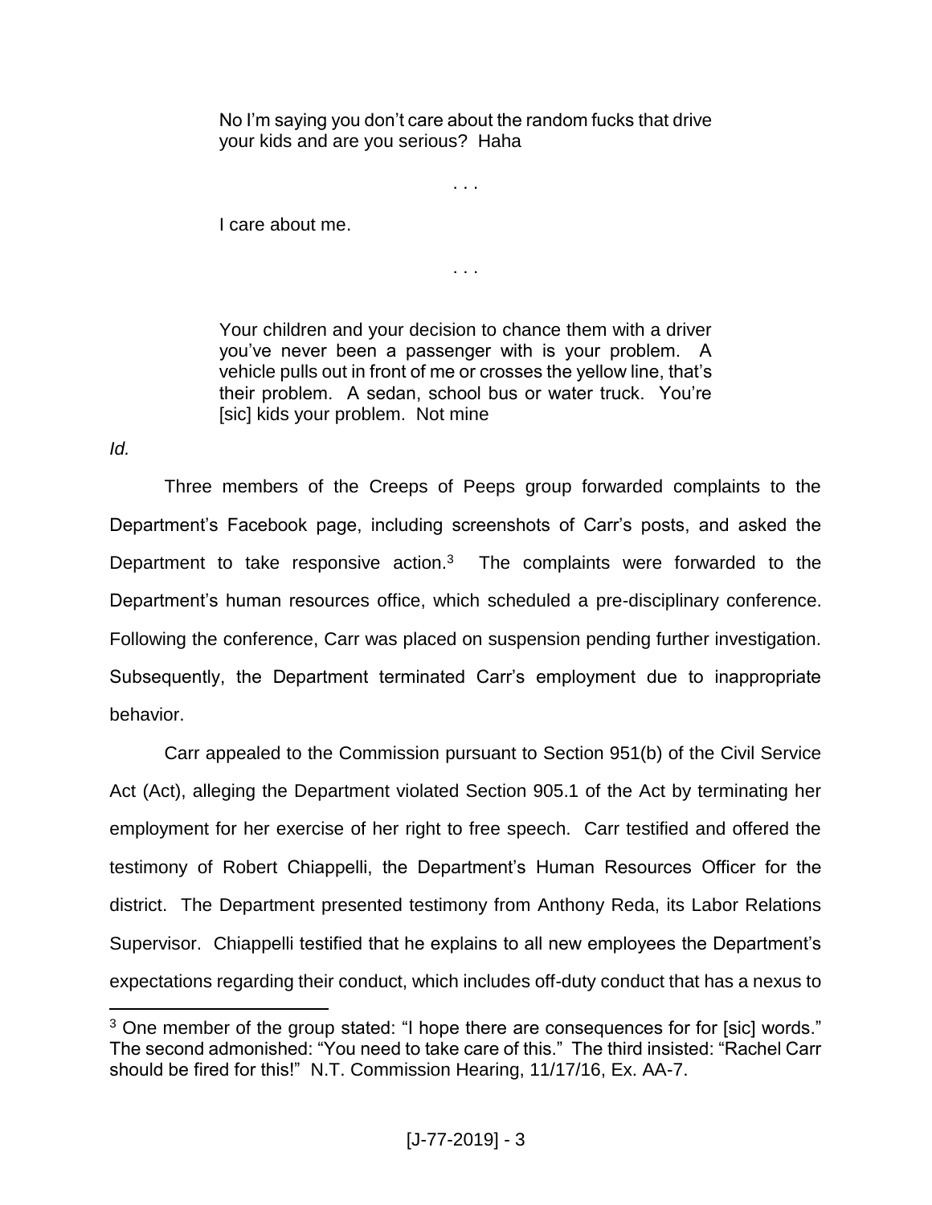> No I'm saying you don't care about the random fucks that drive your kids and are you serious? Haha
>
> . . .
>
> I care about me.
>
> . . .
>
> Your children and your decision to chance them with a driver you've never been a passenger with is your problem. A vehicle pulls out in front of me or crosses the yellow line, that's their problem. A sedan, school bus or water truck. You're [sic] kids your problem. Not mine

*Id.*

Three members of the Creeps of Peeps group forwarded complaints to the Department's Facebook page, including screenshots of Carr's posts, and asked the Department to take responsive action.[3] The complaints were forwarded to the Department's human resources office, which scheduled a pre-disciplinary conference. Following the conference, Carr was placed on suspension pending further investigation. Subsequently, the Department terminated Carr's employment due to inappropriate behavior.

Carr appealed to the Commission pursuant to Section 951(b) of the Civil Service Act (Act), alleging the Department violated Section 905.1 of the Act by terminating her employment for her exercise of her right to free speech. Carr testified and offered the testimony of Robert Chiappelli, the Department's Human Resources Officer for the district. The Department presented testimony from Anthony Reda, its Labor Relations Supervisor. Chiappelli testified that he explains to all new employees the Department's expectations regarding their conduct, which includes off-duty conduct that has a nexus to

---

[3] One member of the group stated: "I hope there are consequences for for [sic] words." The second admonished: "You need to take care of this." The third insisted: "Rachel Carr should be fired for this!" N.T. Commission Hearing, 11/17/16, Ex. AA-7.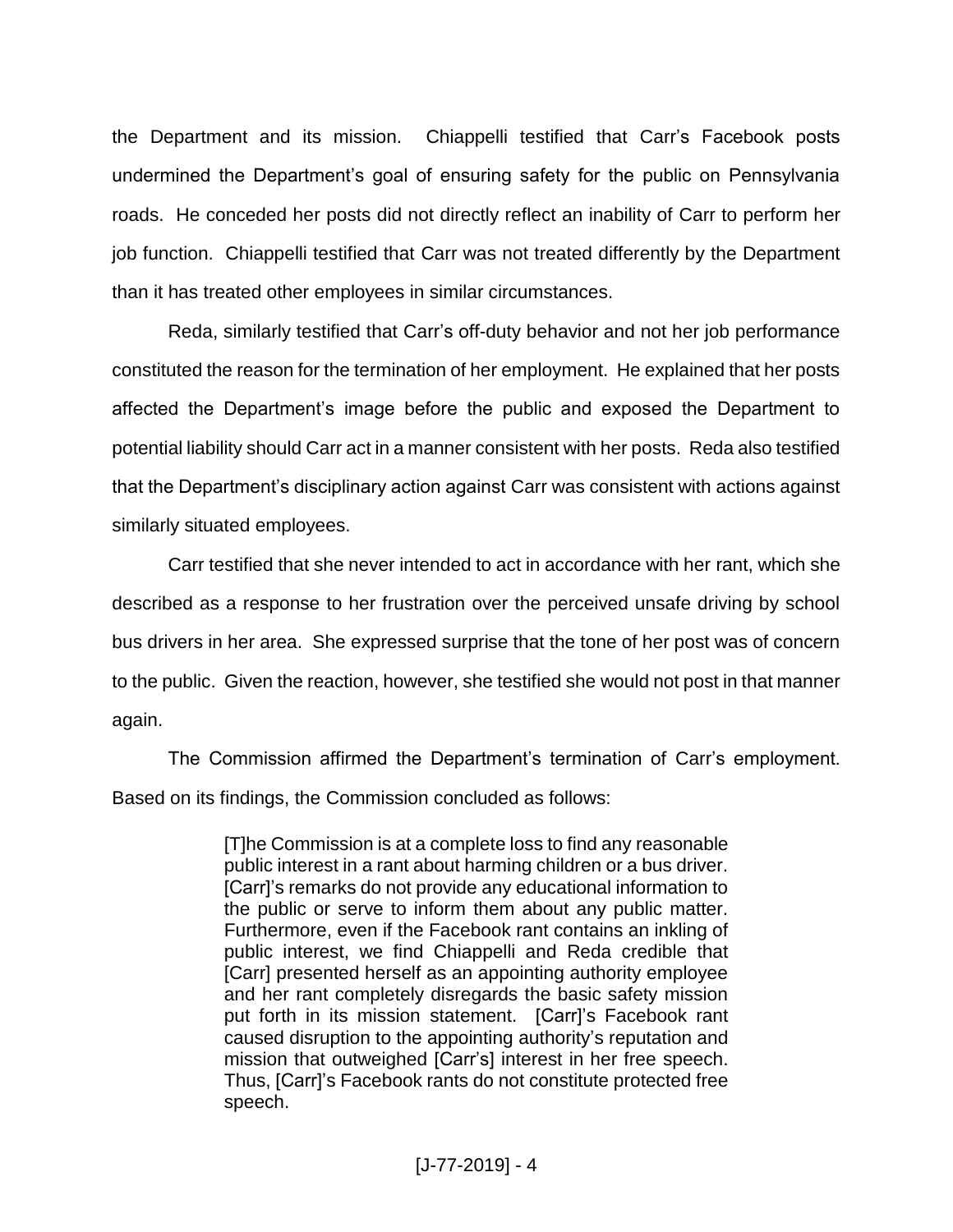the Department and its mission. Chiappelli testified that Carr's Facebook posts undermined the Department's goal of ensuring safety for the public on Pennsylvania roads. He conceded her posts did not directly reflect an inability of Carr to perform her job function. Chiappelli testified that Carr was not treated differently by the Department than it has treated other employees in similar circumstances.

Reda, similarly testified that Carr's off-duty behavior and not her job performance constituted the reason for the termination of her employment. He explained that her posts affected the Department's image before the public and exposed the Department to potential liability should Carr act in a manner consistent with her posts. Reda also testified that the Department's disciplinary action against Carr was consistent with actions against similarly situated employees.

Carr testified that she never intended to act in accordance with her rant, which she described as a response to her frustration over the perceived unsafe driving by school bus drivers in her area. She expressed surprise that the tone of her post was of concern to the public. Given the reaction, however, she testified she would not post in that manner again.

The Commission affirmed the Department's termination of Carr's employment. Based on its findings, the Commission concluded as follows:

> [T]he Commission is at a complete loss to find any reasonable public interest in a rant about harming children or a bus driver. [Carr]'s remarks do not provide any educational information to the public or serve to inform them about any public matter. Furthermore, even if the Facebook rant contains an inkling of public interest, we find Chiappelli and Reda credible that [Carr] presented herself as an appointing authority employee and her rant completely disregards the basic safety mission put forth in its mission statement. [Carr]'s Facebook rant caused disruption to the appointing authority's reputation and mission that outweighed [Carr's] interest in her free speech. Thus, [Carr]'s Facebook rants do not constitute protected free speech.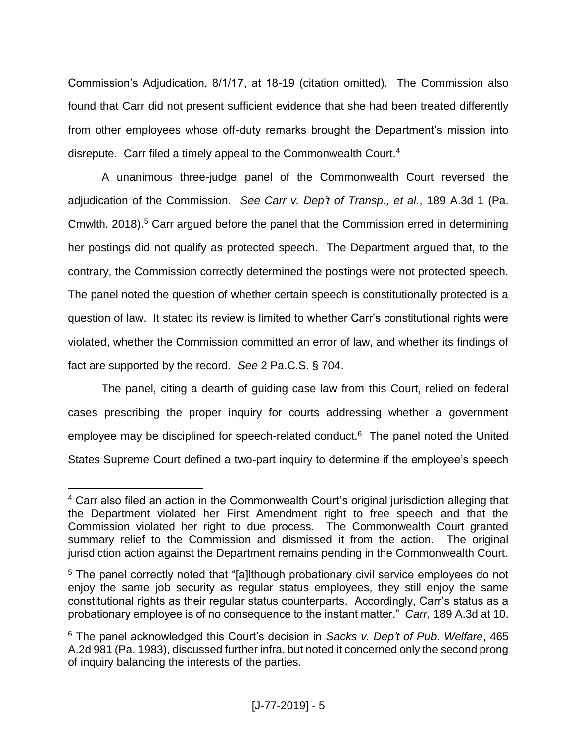Commission's Adjudication, 8/1/17, at 18-19 (citation omitted). The Commission also found that Carr did not present sufficient evidence that she had been treated differently from other employees whose off-duty remarks brought the Department's mission into disrepute. Carr filed a timely appeal to the Commonwealth Court.[4]

A unanimous three-judge panel of the Commonwealth Court reversed the adjudication of the Commission. *See Carr v. Dep't of Transp., et al.*, 189 A.3d 1 (Pa. Cmwlth. 2018).[5] Carr argued before the panel that the Commission erred in determining her postings did not qualify as protected speech. The Department argued that, to the contrary, the Commission correctly determined the postings were not protected speech. The panel noted the question of whether certain speech is constitutionally protected is a question of law. It stated its review is limited to whether Carr's constitutional rights were violated, whether the Commission committed an error of law, and whether its findings of fact are supported by the record. *See* 2 Pa.C.S. § 704.

The panel, citing a dearth of guiding case law from this Court, relied on federal cases prescribing the proper inquiry for courts addressing whether a government employee may be disciplined for speech-related conduct.[6] The panel noted the United States Supreme Court defined a two-part inquiry to determine if the employee's speech

---

[4] Carr also filed an action in the Commonwealth Court's original jurisdiction alleging that the Department violated her First Amendment right to free speech and that the Commission violated her right to due process. The Commonwealth Court granted summary relief to the Commission and dismissed it from the action. The original jurisdiction action against the Department remains pending in the Commonwealth Court.

[5] The panel correctly noted that "[a]lthough probationary civil service employees do not enjoy the same job security as regular status employees, they still enjoy the same constitutional rights as their regular status counterparts. Accordingly, Carr's status as a probationary employee is of no consequence to the instant matter." *Carr*, 189 A.3d at 10.

[6] The panel acknowledged this Court's decision in *Sacks v. Dep't of Pub. Welfare*, 465 A.2d 981 (Pa. 1983), discussed further infra, but noted it concerned only the second prong of inquiry balancing the interests of the parties.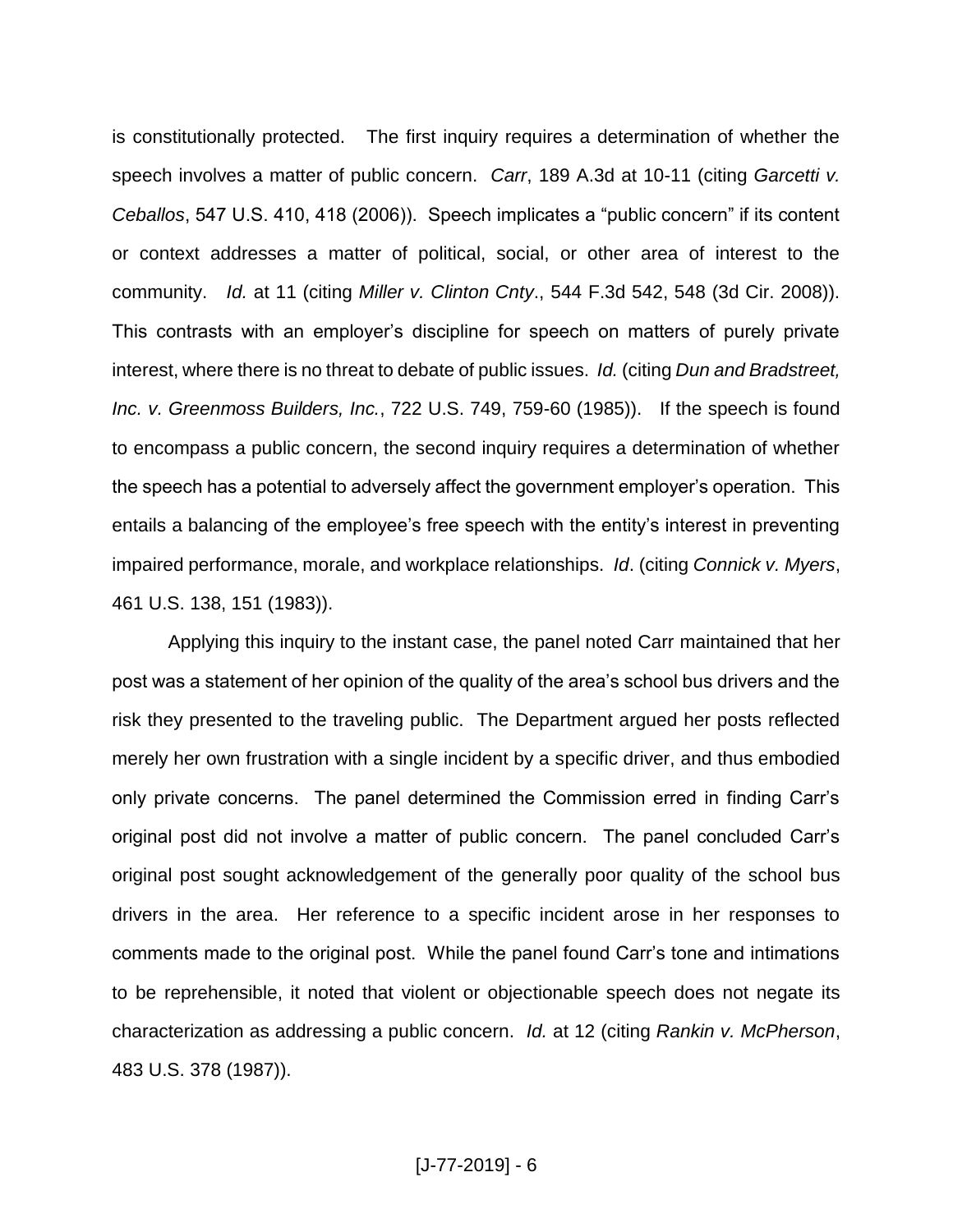is constitutionally protected. The first inquiry requires a determination of whether the speech involves a matter of public concern. *Carr*, 189 A.3d at 10-11 (citing *Garcetti v. Ceballos*, 547 U.S. 410, 418 (2006)). Speech implicates a "public concern" if its content or context addresses a matter of political, social, or other area of interest to the community. *Id.* at 11 (citing *Miller v. Clinton Cnty*., 544 F.3d 542, 548 (3d Cir. 2008)). This contrasts with an employer's discipline for speech on matters of purely private interest, where there is no threat to debate of public issues. *Id.* (citing *Dun and Bradstreet, Inc. v. Greenmoss Builders, Inc.*, 722 U.S. 749, 759-60 (1985)). If the speech is found to encompass a public concern, the second inquiry requires a determination of whether the speech has a potential to adversely affect the government employer's operation. This entails a balancing of the employee's free speech with the entity's interest in preventing impaired performance, morale, and workplace relationships. *Id*. (citing *Connick v. Myers*, 461 U.S. 138, 151 (1983)).

Applying this inquiry to the instant case, the panel noted Carr maintained that her post was a statement of her opinion of the quality of the area's school bus drivers and the risk they presented to the traveling public. The Department argued her posts reflected merely her own frustration with a single incident by a specific driver, and thus embodied only private concerns. The panel determined the Commission erred in finding Carr's original post did not involve a matter of public concern. The panel concluded Carr's original post sought acknowledgement of the generally poor quality of the school bus drivers in the area. Her reference to a specific incident arose in her responses to comments made to the original post. While the panel found Carr's tone and intimations to be reprehensible, it noted that violent or objectionable speech does not negate its characterization as addressing a public concern. *Id.* at 12 (citing *Rankin v. McPherson*, 483 U.S. 378 (1987)).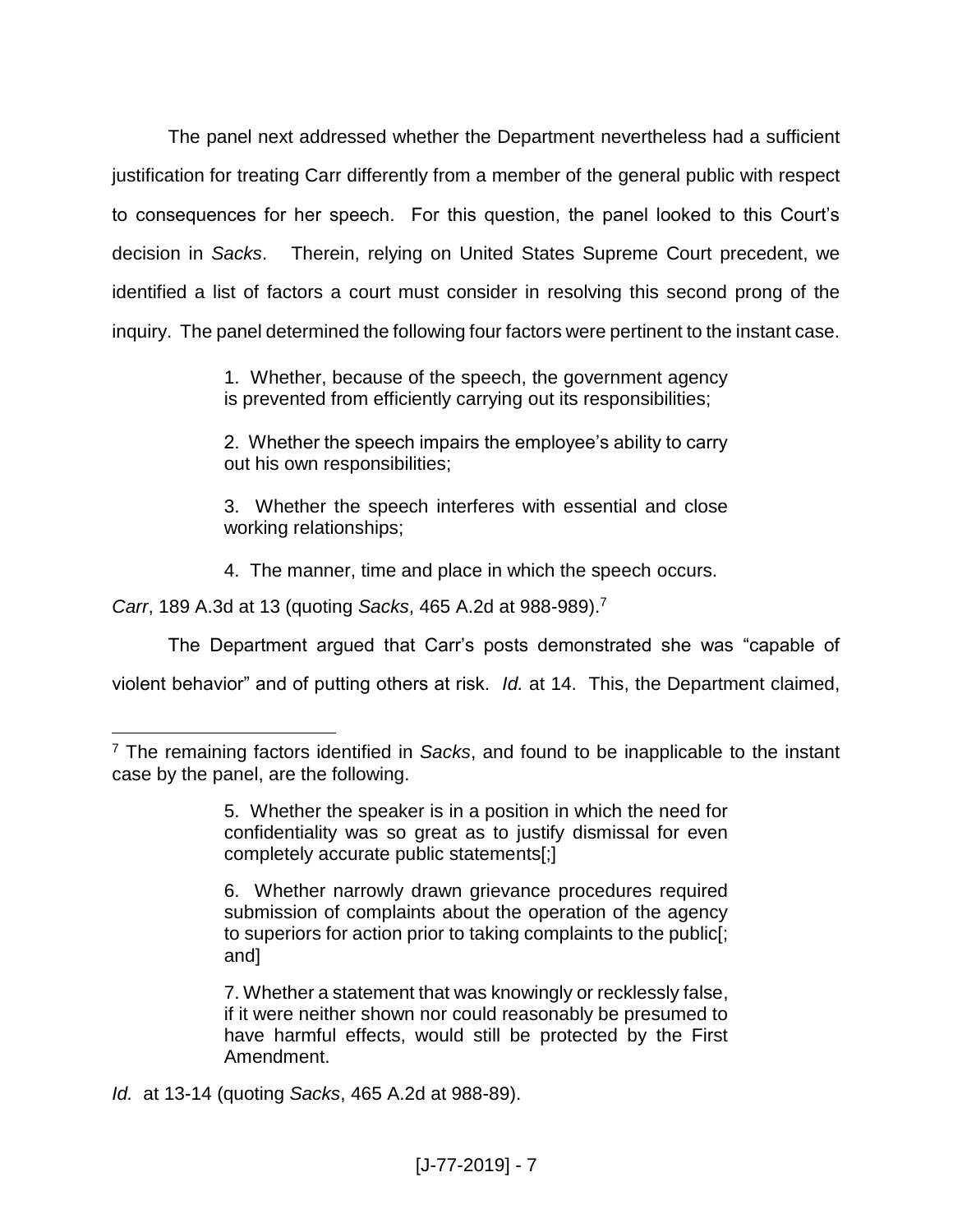The panel next addressed whether the Department nevertheless had a sufficient justification for treating Carr differently from a member of the general public with respect to consequences for her speech. For this question, the panel looked to this Court's decision in *Sacks*. Therein, relying on United States Supreme Court precedent, we identified a list of factors a court must consider in resolving this second prong of the inquiry. The panel determined the following four factors were pertinent to the instant case.

> 1. Whether, because of the speech, the government agency is prevented from efficiently carrying out its responsibilities;
>
> 2. Whether the speech impairs the employee's ability to carry out his own responsibilities;
>
> 3. Whether the speech interferes with essential and close working relationships;
>
> 4. The manner, time and place in which the speech occurs.

*Carr*, 189 A.3d at 13 (quoting *Sacks*, 465 A.2d at 988-989).[7]

The Department argued that Carr's posts demonstrated she was "capable of violent behavior" and of putting others at risk. *Id.* at 14. This, the Department claimed,

---

[7] The remaining factors identified in *Sacks*, and found to be inapplicable to the instant case by the panel, are the following.

> 5. Whether the speaker is in a position in which the need for confidentiality was so great as to justify dismissal for even completely accurate public statements[;]
>
> 6. Whether narrowly drawn grievance procedures required submission of complaints about the operation of the agency to superiors for action prior to taking complaints to the public[; and]
>
> 7. Whether a statement that was knowingly or recklessly false, if it were neither shown nor could reasonably be presumed to have harmful effects, would still be protected by the First Amendment.

*Id.* at 13-14 (quoting *Sacks*, 465 A.2d at 988-89).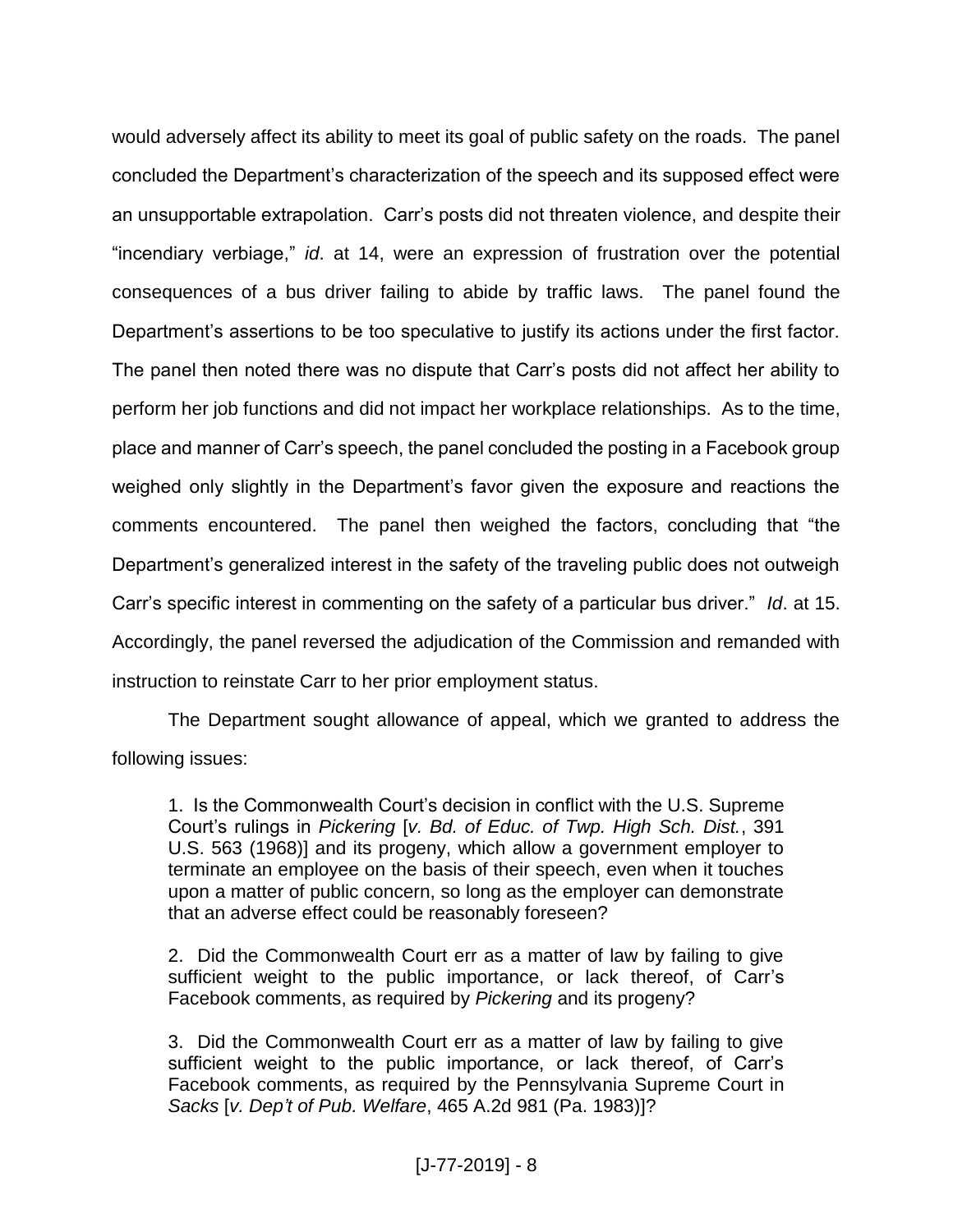would adversely affect its ability to meet its goal of public safety on the roads. The panel concluded the Department's characterization of the speech and its supposed effect were an unsupportable extrapolation. Carr's posts did not threaten violence, and despite their "incendiary verbiage," *id*. at 14, were an expression of frustration over the potential consequences of a bus driver failing to abide by traffic laws. The panel found the Department's assertions to be too speculative to justify its actions under the first factor. The panel then noted there was no dispute that Carr's posts did not affect her ability to perform her job functions and did not impact her workplace relationships. As to the time, place and manner of Carr's speech, the panel concluded the posting in a Facebook group weighed only slightly in the Department's favor given the exposure and reactions the comments encountered. The panel then weighed the factors, concluding that "the Department's generalized interest in the safety of the traveling public does not outweigh Carr's specific interest in commenting on the safety of a particular bus driver." *Id*. at 15. Accordingly, the panel reversed the adjudication of the Commission and remanded with instruction to reinstate Carr to her prior employment status.

The Department sought allowance of appeal, which we granted to address the following issues:

> 1. Is the Commonwealth Court's decision in conflict with the U.S. Supreme Court's rulings in *Pickering* [*v. Bd. of Educ. of Twp. High Sch. Dist.*, 391 U.S. 563 (1968)] and its progeny, which allow a government employer to terminate an employee on the basis of their speech, even when it touches upon a matter of public concern, so long as the employer can demonstrate that an adverse effect could be reasonably foreseen?
>
> 2. Did the Commonwealth Court err as a matter of law by failing to give sufficient weight to the public importance, or lack thereof, of Carr's Facebook comments, as required by *Pickering* and its progeny?
>
> 3. Did the Commonwealth Court err as a matter of law by failing to give sufficient weight to the public importance, or lack thereof, of Carr's Facebook comments, as required by the Pennsylvania Supreme Court in *Sacks* [*v. Dep't of Pub. Welfare*, 465 A.2d 981 (Pa. 1983)]?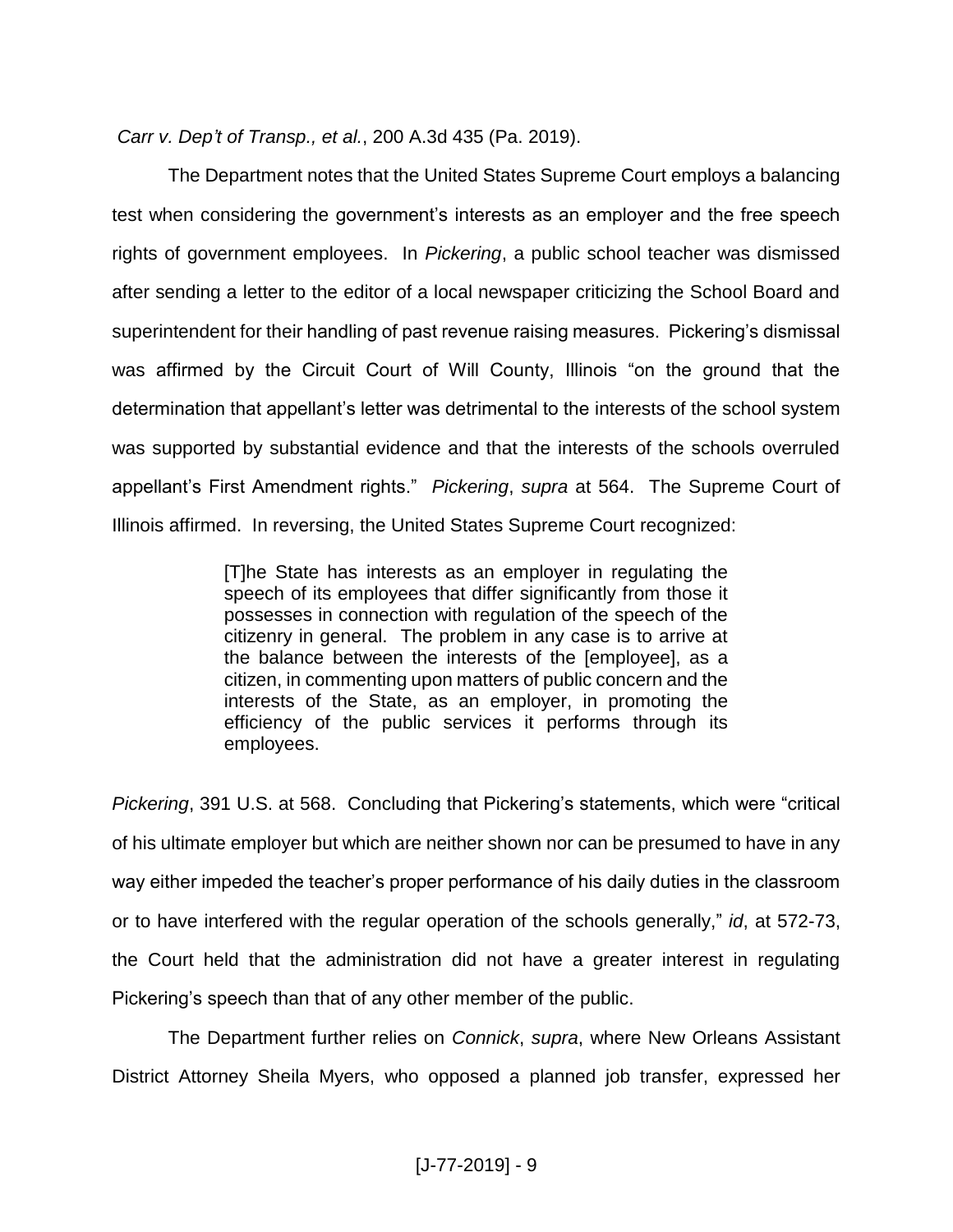*Carr v. Dep't of Transp., et al.*, 200 A.3d 435 (Pa. 2019).

The Department notes that the United States Supreme Court employs a balancing test when considering the government's interests as an employer and the free speech rights of government employees. In *Pickering*, a public school teacher was dismissed after sending a letter to the editor of a local newspaper criticizing the School Board and superintendent for their handling of past revenue raising measures. Pickering's dismissal was affirmed by the Circuit Court of Will County, Illinois "on the ground that the determination that appellant's letter was detrimental to the interests of the school system was supported by substantial evidence and that the interests of the schools overruled appellant's First Amendment rights." *Pickering*, *supra* at 564. The Supreme Court of Illinois affirmed. In reversing, the United States Supreme Court recognized:

> [T]he State has interests as an employer in regulating the speech of its employees that differ significantly from those it possesses in connection with regulation of the speech of the citizenry in general. The problem in any case is to arrive at the balance between the interests of the [employee], as a citizen, in commenting upon matters of public concern and the interests of the State, as an employer, in promoting the efficiency of the public services it performs through its employees.

*Pickering*, 391 U.S. at 568. Concluding that Pickering's statements, which were "critical of his ultimate employer but which are neither shown nor can be presumed to have in any way either impeded the teacher's proper performance of his daily duties in the classroom or to have interfered with the regular operation of the schools generally," *id*, at 572-73, the Court held that the administration did not have a greater interest in regulating Pickering's speech than that of any other member of the public.

The Department further relies on *Connick*, *supra*, where New Orleans Assistant District Attorney Sheila Myers, who opposed a planned job transfer, expressed her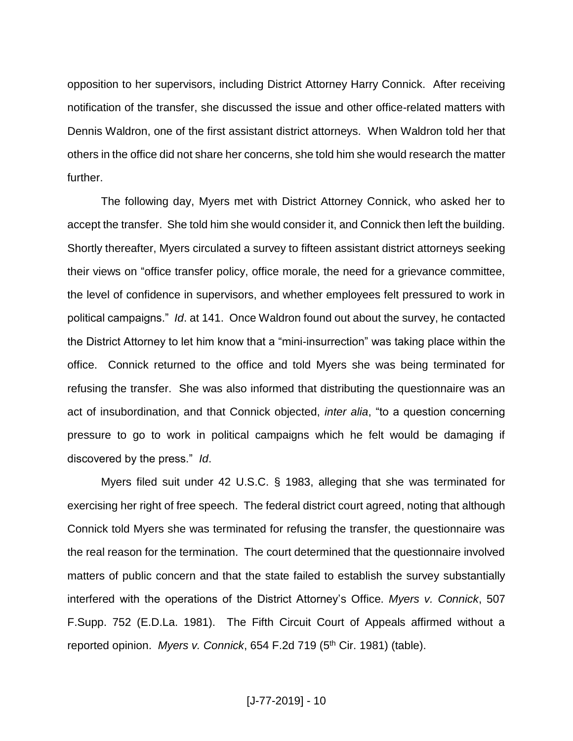opposition to her supervisors, including District Attorney Harry Connick. After receiving notification of the transfer, she discussed the issue and other office-related matters with Dennis Waldron, one of the first assistant district attorneys. When Waldron told her that others in the office did not share her concerns, she told him she would research the matter further.

The following day, Myers met with District Attorney Connick, who asked her to accept the transfer. She told him she would consider it, and Connick then left the building. Shortly thereafter, Myers circulated a survey to fifteen assistant district attorneys seeking their views on "office transfer policy, office morale, the need for a grievance committee, the level of confidence in supervisors, and whether employees felt pressured to work in political campaigns." *Id*. at 141. Once Waldron found out about the survey, he contacted the District Attorney to let him know that a "mini-insurrection" was taking place within the office. Connick returned to the office and told Myers she was being terminated for refusing the transfer. She was also informed that distributing the questionnaire was an act of insubordination, and that Connick objected, *inter alia*, "to a question concerning pressure to go to work in political campaigns which he felt would be damaging if discovered by the press." *Id*.

Myers filed suit under 42 U.S.C. § 1983, alleging that she was terminated for exercising her right of free speech. The federal district court agreed, noting that although Connick told Myers she was terminated for refusing the transfer, the questionnaire was the real reason for the termination. The court determined that the questionnaire involved matters of public concern and that the state failed to establish the survey substantially interfered with the operations of the District Attorney's Office. *Myers v. Connick*, 507 F.Supp. 752 (E.D.La. 1981). The Fifth Circuit Court of Appeals affirmed without a reported opinion. *Myers v. Connick*, 654 F.2d 719 (5th Cir. 1981) (table).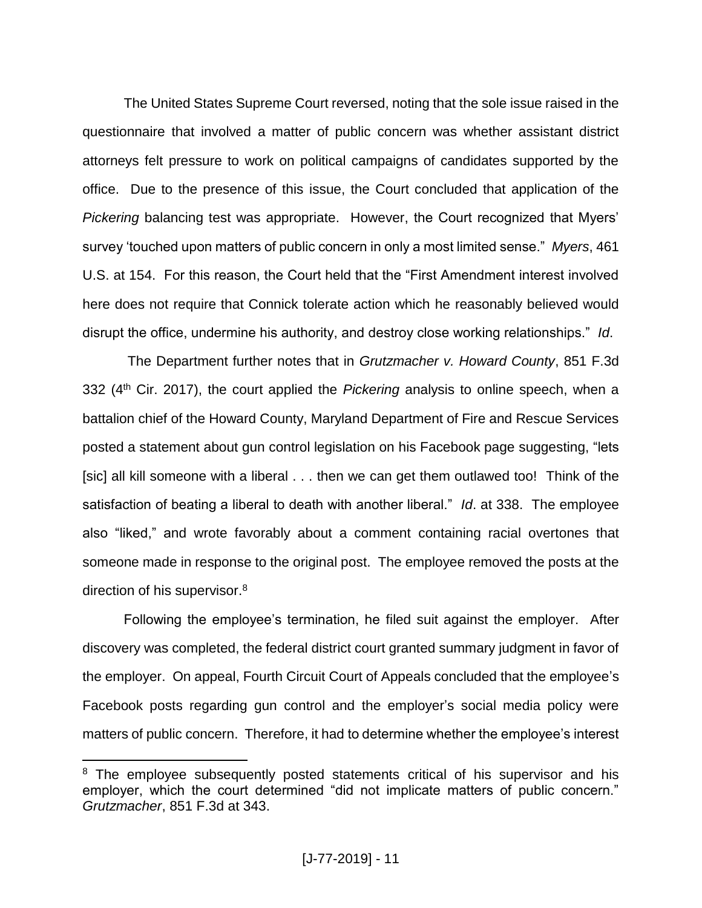The United States Supreme Court reversed, noting that the sole issue raised in the questionnaire that involved a matter of public concern was whether assistant district attorneys felt pressure to work on political campaigns of candidates supported by the office. Due to the presence of this issue, the Court concluded that application of the *Pickering* balancing test was appropriate. However, the Court recognized that Myers' survey 'touched upon matters of public concern in only a most limited sense." *Myers*, 461 U.S. at 154. For this reason, the Court held that the "First Amendment interest involved here does not require that Connick tolerate action which he reasonably believed would disrupt the office, undermine his authority, and destroy close working relationships." *Id*.

The Department further notes that in *Grutzmacher v. Howard County*, 851 F.3d 332 (4th Cir. 2017), the court applied the *Pickering* analysis to online speech, when a battalion chief of the Howard County, Maryland Department of Fire and Rescue Services posted a statement about gun control legislation on his Facebook page suggesting, "lets [sic] all kill someone with a liberal . . . then we can get them outlawed too! Think of the satisfaction of beating a liberal to death with another liberal." *Id*. at 338. The employee also "liked," and wrote favorably about a comment containing racial overtones that someone made in response to the original post. The employee removed the posts at the direction of his supervisor.[8]

Following the employee's termination, he filed suit against the employer. After discovery was completed, the federal district court granted summary judgment in favor of the employer. On appeal, Fourth Circuit Court of Appeals concluded that the employee's Facebook posts regarding gun control and the employer's social media policy were matters of public concern. Therefore, it had to determine whether the employee's interest

---

[8] The employee subsequently posted statements critical of his supervisor and his employer, which the court determined "did not implicate matters of public concern." *Grutzmacher*, 851 F.3d at 343.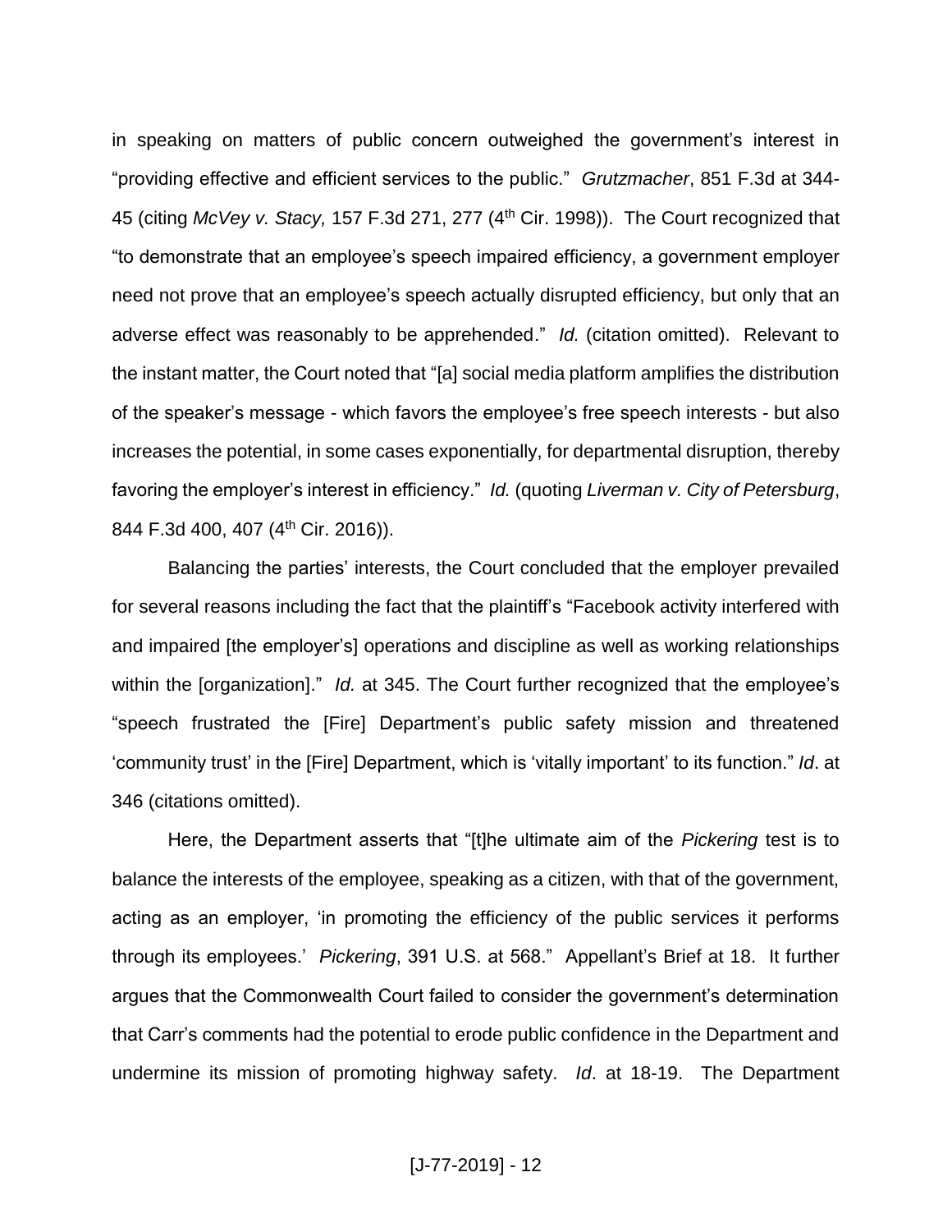in speaking on matters of public concern outweighed the government's interest in "providing effective and efficient services to the public." *Grutzmacher*, 851 F.3d at 344-45 (citing *McVey v. Stacy,* 157 F.3d 271, 277 (4th Cir. 1998)). The Court recognized that "to demonstrate that an employee's speech impaired efficiency, a government employer need not prove that an employee's speech actually disrupted efficiency, but only that an adverse effect was reasonably to be apprehended." *Id.* (citation omitted). Relevant to the instant matter, the Court noted that "[a] social media platform amplifies the distribution of the speaker's message - which favors the employee's free speech interests - but also increases the potential, in some cases exponentially, for departmental disruption, thereby favoring the employer's interest in efficiency." *Id.* (quoting *Liverman v. City of Petersburg*, 844 F.3d 400, 407 (4th Cir. 2016)).

Balancing the parties' interests, the Court concluded that the employer prevailed for several reasons including the fact that the plaintiff's "Facebook activity interfered with and impaired [the employer's] operations and discipline as well as working relationships within the [organization]." *Id.* at 345. The Court further recognized that the employee's "speech frustrated the [Fire] Department's public safety mission and threatened 'community trust' in the [Fire] Department, which is 'vitally important' to its function." *Id*. at 346 (citations omitted).

Here, the Department asserts that "[t]he ultimate aim of the *Pickering* test is to balance the interests of the employee, speaking as a citizen, with that of the government, acting as an employer, 'in promoting the efficiency of the public services it performs through its employees.' *Pickering*, 391 U.S. at 568." Appellant's Brief at 18. It further argues that the Commonwealth Court failed to consider the government's determination that Carr's comments had the potential to erode public confidence in the Department and undermine its mission of promoting highway safety. *Id*. at 18-19. The Department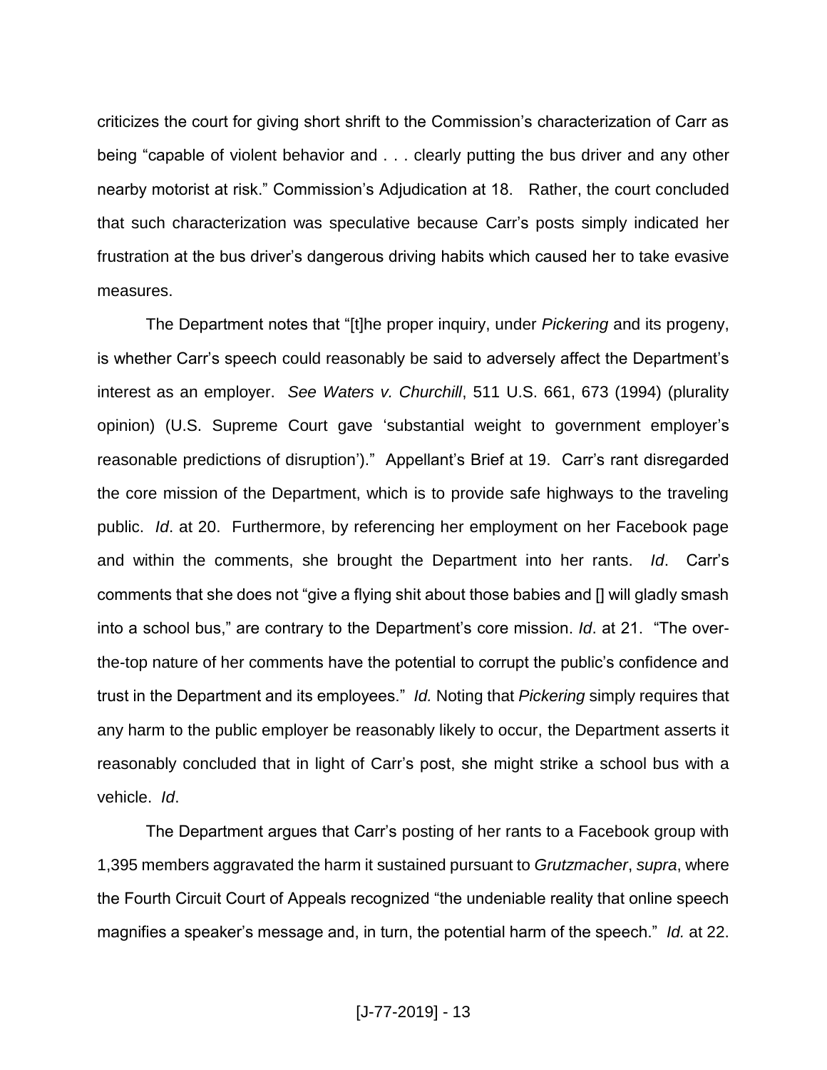criticizes the court for giving short shrift to the Commission's characterization of Carr as being "capable of violent behavior and . . . clearly putting the bus driver and any other nearby motorist at risk." Commission's Adjudication at 18. Rather, the court concluded that such characterization was speculative because Carr's posts simply indicated her frustration at the bus driver's dangerous driving habits which caused her to take evasive measures.

The Department notes that "[t]he proper inquiry, under *Pickering* and its progeny, is whether Carr's speech could reasonably be said to adversely affect the Department's interest as an employer. *See Waters v. Churchill*, 511 U.S. 661, 673 (1994) (plurality opinion) (U.S. Supreme Court gave 'substantial weight to government employer's reasonable predictions of disruption')." Appellant's Brief at 19. Carr's rant disregarded the core mission of the Department, which is to provide safe highways to the traveling public. *Id*. at 20. Furthermore, by referencing her employment on her Facebook page and within the comments, she brought the Department into her rants. *Id*. Carr's comments that she does not "give a flying shit about those babies and [] will gladly smash into a school bus," are contrary to the Department's core mission. *Id*. at 21. "The over-the-top nature of her comments have the potential to corrupt the public's confidence and trust in the Department and its employees." *Id.* Noting that *Pickering* simply requires that any harm to the public employer be reasonably likely to occur, the Department asserts it reasonably concluded that in light of Carr's post, she might strike a school bus with a vehicle. *Id*.

The Department argues that Carr's posting of her rants to a Facebook group with 1,395 members aggravated the harm it sustained pursuant to *Grutzmacher*, *supra*, where the Fourth Circuit Court of Appeals recognized "the undeniable reality that online speech magnifies a speaker's message and, in turn, the potential harm of the speech." *Id.* at 22.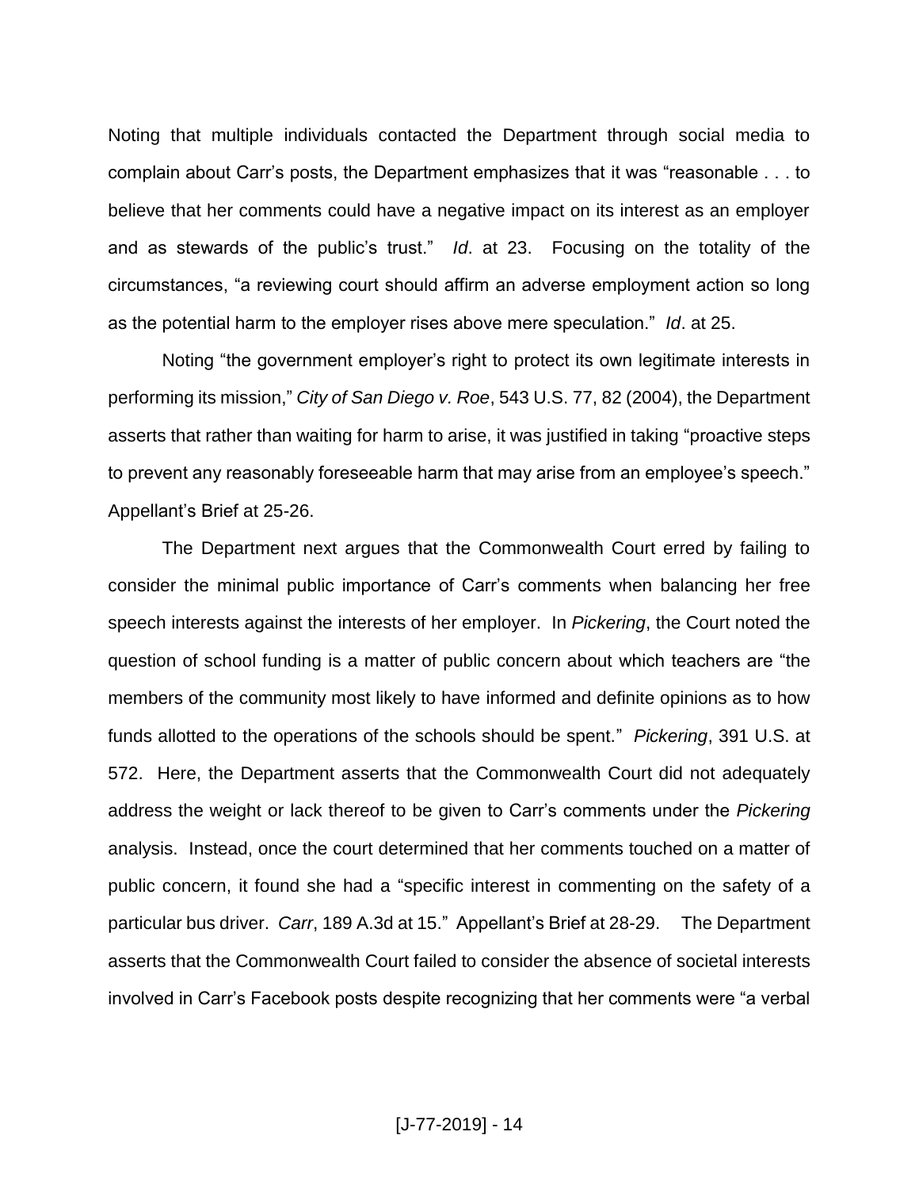Noting that multiple individuals contacted the Department through social media to complain about Carr's posts, the Department emphasizes that it was "reasonable . . . to believe that her comments could have a negative impact on its interest as an employer and as stewards of the public's trust." *Id*. at 23. Focusing on the totality of the circumstances, "a reviewing court should affirm an adverse employment action so long as the potential harm to the employer rises above mere speculation." *Id*. at 25.

Noting "the government employer's right to protect its own legitimate interests in performing its mission," *City of San Diego v. Roe*, 543 U.S. 77, 82 (2004), the Department asserts that rather than waiting for harm to arise, it was justified in taking "proactive steps to prevent any reasonably foreseeable harm that may arise from an employee's speech." Appellant's Brief at 25-26.

The Department next argues that the Commonwealth Court erred by failing to consider the minimal public importance of Carr's comments when balancing her free speech interests against the interests of her employer. In *Pickering*, the Court noted the question of school funding is a matter of public concern about which teachers are "the members of the community most likely to have informed and definite opinions as to how funds allotted to the operations of the schools should be spent." *Pickering*, 391 U.S. at 572. Here, the Department asserts that the Commonwealth Court did not adequately address the weight or lack thereof to be given to Carr's comments under the *Pickering* analysis. Instead, once the court determined that her comments touched on a matter of public concern, it found she had a "specific interest in commenting on the safety of a particular bus driver. *Carr*, 189 A.3d at 15." Appellant's Brief at 28-29. The Department asserts that the Commonwealth Court failed to consider the absence of societal interests involved in Carr's Facebook posts despite recognizing that her comments were "a verbal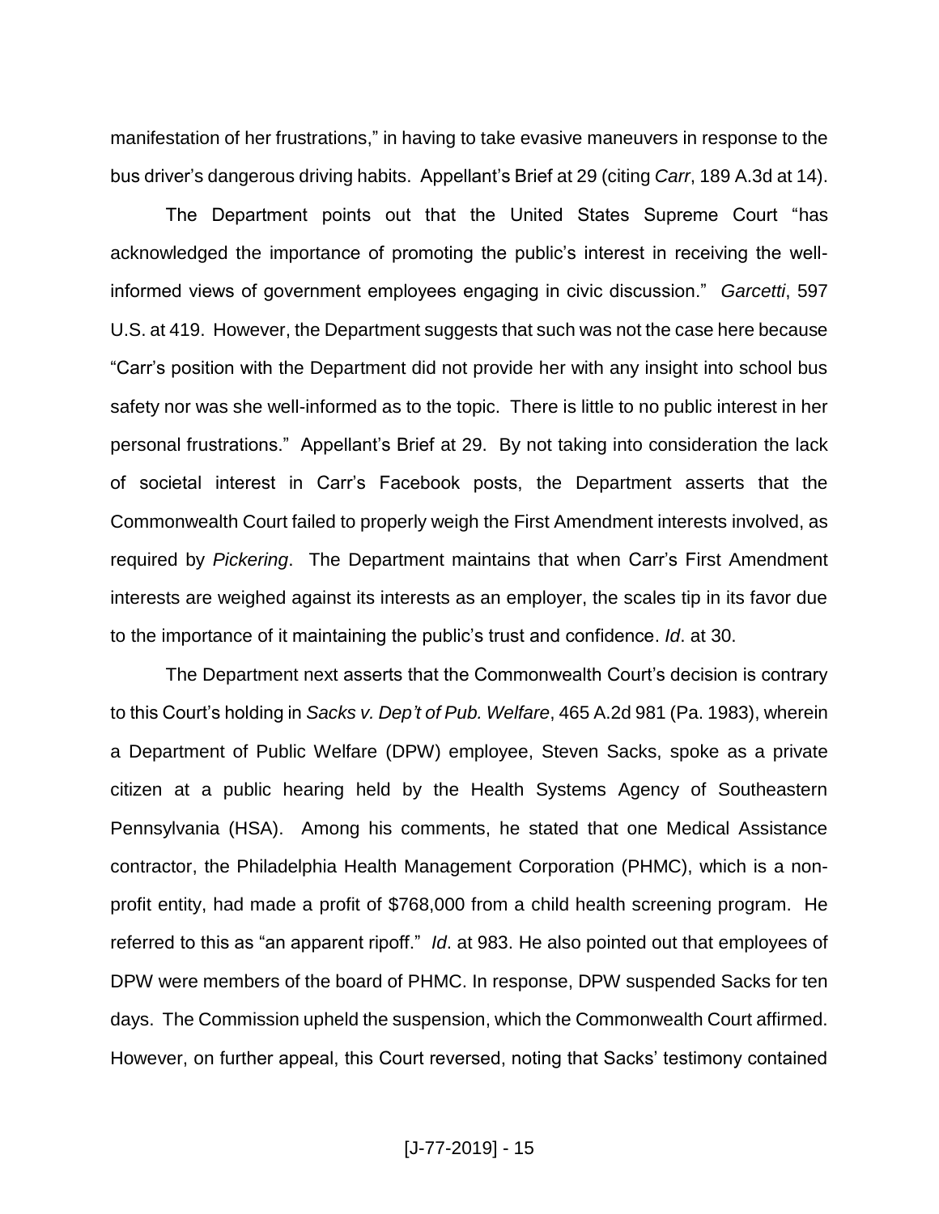manifestation of her frustrations," in having to take evasive maneuvers in response to the bus driver's dangerous driving habits. Appellant's Brief at 29 (citing *Carr*, 189 A.3d at 14).

The Department points out that the United States Supreme Court "has acknowledged the importance of promoting the public's interest in receiving the well-informed views of government employees engaging in civic discussion." *Garcetti*, 597 U.S. at 419. However, the Department suggests that such was not the case here because "Carr's position with the Department did not provide her with any insight into school bus safety nor was she well-informed as to the topic. There is little to no public interest in her personal frustrations." Appellant's Brief at 29. By not taking into consideration the lack of societal interest in Carr's Facebook posts, the Department asserts that the Commonwealth Court failed to properly weigh the First Amendment interests involved, as required by *Pickering*. The Department maintains that when Carr's First Amendment interests are weighed against its interests as an employer, the scales tip in its favor due to the importance of it maintaining the public's trust and confidence. *Id*. at 30.

The Department next asserts that the Commonwealth Court's decision is contrary to this Court's holding in *Sacks v. Dep't of Pub. Welfare*, 465 A.2d 981 (Pa. 1983), wherein a Department of Public Welfare (DPW) employee, Steven Sacks, spoke as a private citizen at a public hearing held by the Health Systems Agency of Southeastern Pennsylvania (HSA). Among his comments, he stated that one Medical Assistance contractor, the Philadelphia Health Management Corporation (PHMC), which is a non-profit entity, had made a profit of $768,000 from a child health screening program. He referred to this as "an apparent ripoff." *Id*. at 983. He also pointed out that employees of DPW were members of the board of PHMC. In response, DPW suspended Sacks for ten days. The Commission upheld the suspension, which the Commonwealth Court affirmed. However, on further appeal, this Court reversed, noting that Sacks' testimony contained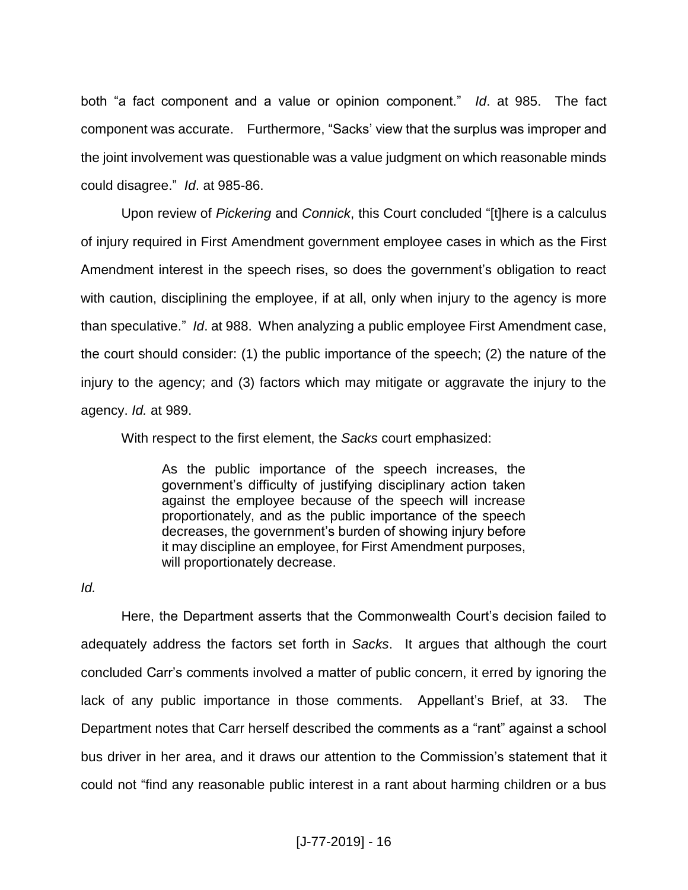both "a fact component and a value or opinion component." *Id*. at 985. The fact component was accurate. Furthermore, "Sacks' view that the surplus was improper and the joint involvement was questionable was a value judgment on which reasonable minds could disagree." *Id*. at 985-86.

Upon review of *Pickering* and *Connick*, this Court concluded "[t]here is a calculus of injury required in First Amendment government employee cases in which as the First Amendment interest in the speech rises, so does the government's obligation to react with caution, disciplining the employee, if at all, only when injury to the agency is more than speculative." *Id*. at 988. When analyzing a public employee First Amendment case, the court should consider: (1) the public importance of the speech; (2) the nature of the injury to the agency; and (3) factors which may mitigate or aggravate the injury to the agency. *Id.* at 989.

With respect to the first element, the *Sacks* court emphasized:

> As the public importance of the speech increases, the government's difficulty of justifying disciplinary action taken against the employee because of the speech will increase proportionately, and as the public importance of the speech decreases, the government's burden of showing injury before it may discipline an employee, for First Amendment purposes, will proportionately decrease.

*Id.*

Here, the Department asserts that the Commonwealth Court's decision failed to adequately address the factors set forth in *Sacks*. It argues that although the court concluded Carr's comments involved a matter of public concern, it erred by ignoring the lack of any public importance in those comments. Appellant's Brief, at 33. The Department notes that Carr herself described the comments as a "rant" against a school bus driver in her area, and it draws our attention to the Commission's statement that it could not "find any reasonable public interest in a rant about harming children or a bus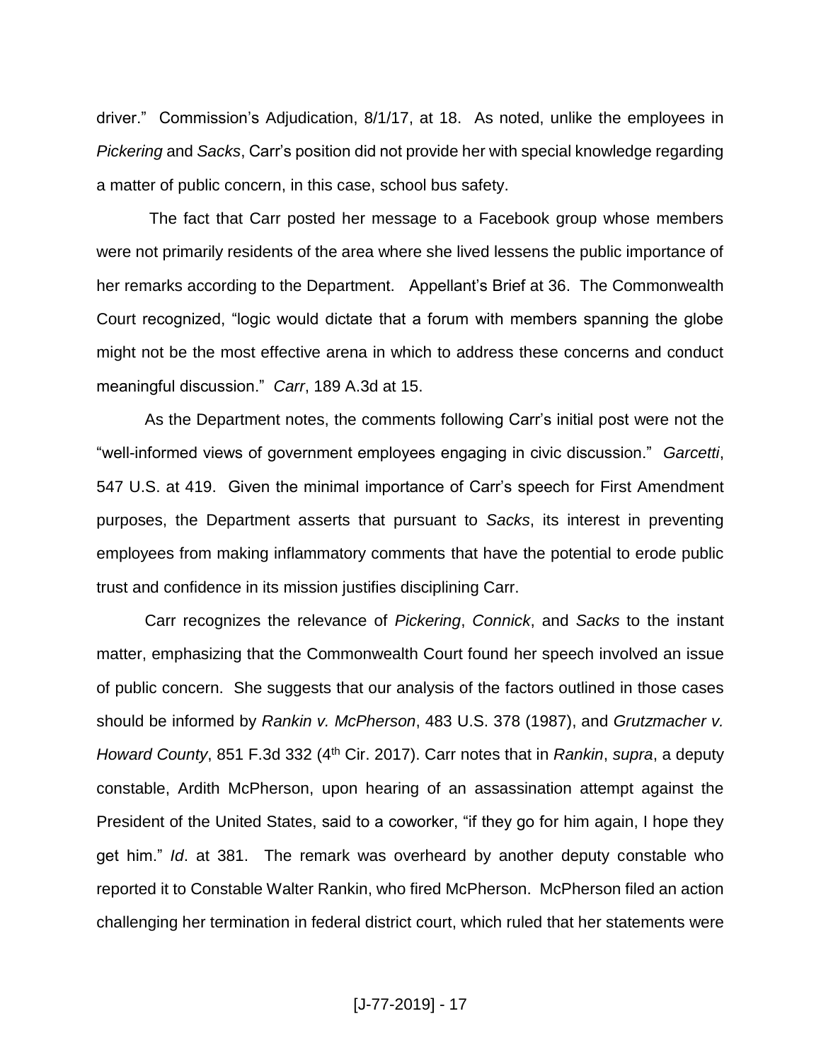driver." Commission's Adjudication, 8/1/17, at 18. As noted, unlike the employees in *Pickering* and *Sacks*, Carr's position did not provide her with special knowledge regarding a matter of public concern, in this case, school bus safety.

The fact that Carr posted her message to a Facebook group whose members were not primarily residents of the area where she lived lessens the public importance of her remarks according to the Department. Appellant's Brief at 36. The Commonwealth Court recognized, "logic would dictate that a forum with members spanning the globe might not be the most effective arena in which to address these concerns and conduct meaningful discussion." *Carr*, 189 A.3d at 15.

As the Department notes, the comments following Carr's initial post were not the "well-informed views of government employees engaging in civic discussion." *Garcetti*, 547 U.S. at 419. Given the minimal importance of Carr's speech for First Amendment purposes, the Department asserts that pursuant to *Sacks*, its interest in preventing employees from making inflammatory comments that have the potential to erode public trust and confidence in its mission justifies disciplining Carr.

Carr recognizes the relevance of *Pickering*, *Connick*, and *Sacks* to the instant matter, emphasizing that the Commonwealth Court found her speech involved an issue of public concern. She suggests that our analysis of the factors outlined in those cases should be informed by *Rankin v. McPherson*, 483 U.S. 378 (1987), and *Grutzmacher v. Howard County*, 851 F.3d 332 (4th Cir. 2017). Carr notes that in *Rankin*, *supra*, a deputy constable, Ardith McPherson, upon hearing of an assassination attempt against the President of the United States, said to a coworker, "if they go for him again, I hope they get him." *Id*. at 381. The remark was overheard by another deputy constable who reported it to Constable Walter Rankin, who fired McPherson. McPherson filed an action challenging her termination in federal district court, which ruled that her statements were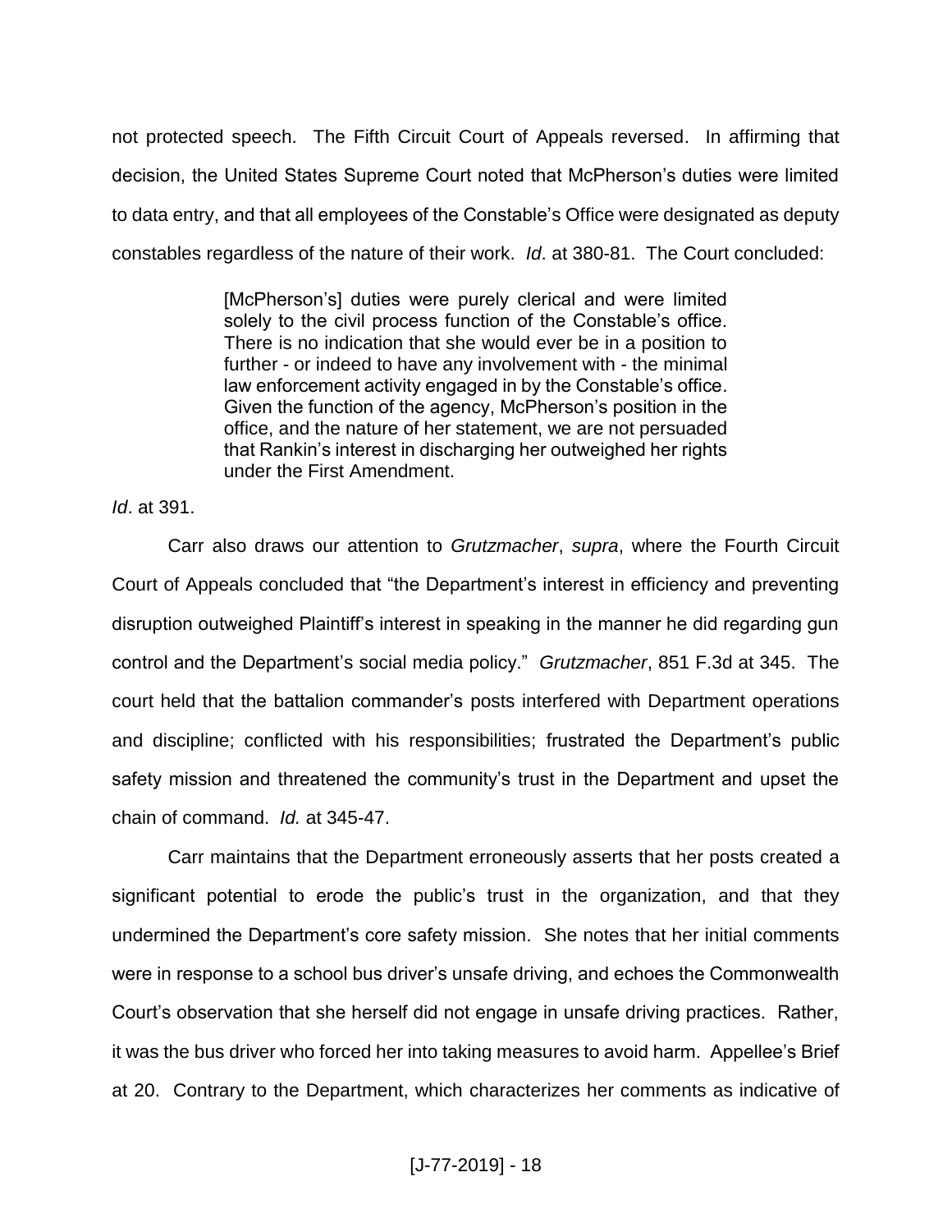not protected speech. The Fifth Circuit Court of Appeals reversed. In affirming that decision, the United States Supreme Court noted that McPherson's duties were limited to data entry, and that all employees of the Constable's Office were designated as deputy constables regardless of the nature of their work. *Id*. at 380-81. The Court concluded:

> [McPherson's] duties were purely clerical and were limited solely to the civil process function of the Constable's office. There is no indication that she would ever be in a position to further - or indeed to have any involvement with - the minimal law enforcement activity engaged in by the Constable's office. Given the function of the agency, McPherson's position in the office, and the nature of her statement, we are not persuaded that Rankin's interest in discharging her outweighed her rights under the First Amendment.

*Id*. at 391.

Carr also draws our attention to *Grutzmacher*, *supra*, where the Fourth Circuit Court of Appeals concluded that "the Department's interest in efficiency and preventing disruption outweighed Plaintiff's interest in speaking in the manner he did regarding gun control and the Department's social media policy." *Grutzmacher*, 851 F.3d at 345. The court held that the battalion commander's posts interfered with Department operations and discipline; conflicted with his responsibilities; frustrated the Department's public safety mission and threatened the community's trust in the Department and upset the chain of command. *Id.* at 345-47.

Carr maintains that the Department erroneously asserts that her posts created a significant potential to erode the public's trust in the organization, and that they undermined the Department's core safety mission. She notes that her initial comments were in response to a school bus driver's unsafe driving, and echoes the Commonwealth Court's observation that she herself did not engage in unsafe driving practices. Rather, it was the bus driver who forced her into taking measures to avoid harm. Appellee's Brief at 20. Contrary to the Department, which characterizes her comments as indicative of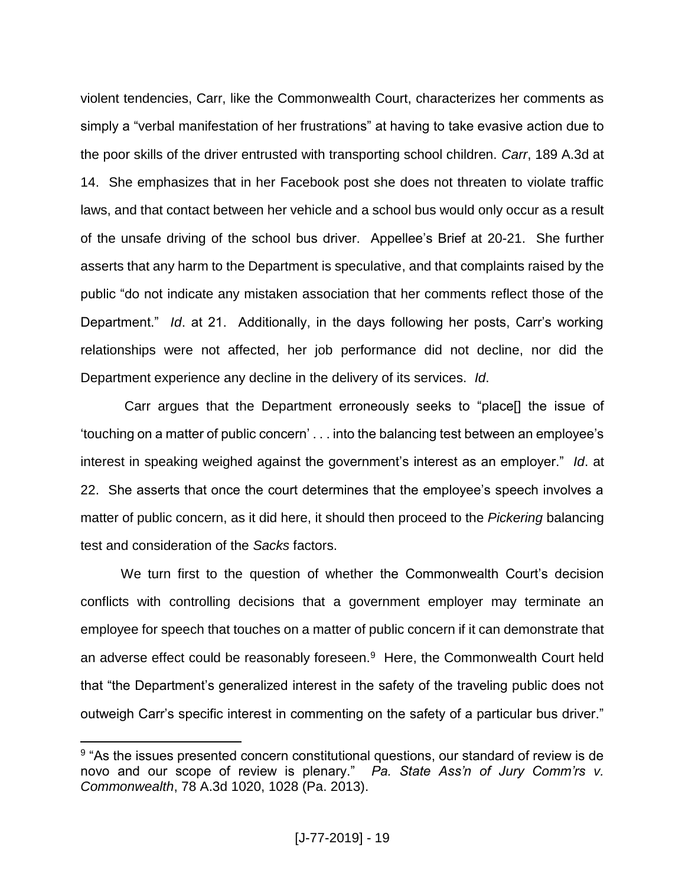violent tendencies, Carr, like the Commonwealth Court, characterizes her comments as simply a "verbal manifestation of her frustrations" at having to take evasive action due to the poor skills of the driver entrusted with transporting school children. *Carr*, 189 A.3d at 14. She emphasizes that in her Facebook post she does not threaten to violate traffic laws, and that contact between her vehicle and a school bus would only occur as a result of the unsafe driving of the school bus driver. Appellee's Brief at 20-21. She further asserts that any harm to the Department is speculative, and that complaints raised by the public "do not indicate any mistaken association that her comments reflect those of the Department." *Id*. at 21. Additionally, in the days following her posts, Carr's working relationships were not affected, her job performance did not decline, nor did the Department experience any decline in the delivery of its services. *Id*.

Carr argues that the Department erroneously seeks to "place[] the issue of 'touching on a matter of public concern' . . . into the balancing test between an employee's interest in speaking weighed against the government's interest as an employer." *Id*. at 22. She asserts that once the court determines that the employee's speech involves a matter of public concern, as it did here, it should then proceed to the *Pickering* balancing test and consideration of the *Sacks* factors.

We turn first to the question of whether the Commonwealth Court's decision conflicts with controlling decisions that a government employer may terminate an employee for speech that touches on a matter of public concern if it can demonstrate that an adverse effect could be reasonably foreseen.[9] Here, the Commonwealth Court held that "the Department's generalized interest in the safety of the traveling public does not outweigh Carr's specific interest in commenting on the safety of a particular bus driver."

[9] "As the issues presented concern constitutional questions, our standard of review is de novo and our scope of review is plenary." *Pa. State Ass'n of Jury Comm'rs v. Commonwealth*, 78 A.3d 1020, 1028 (Pa. 2013).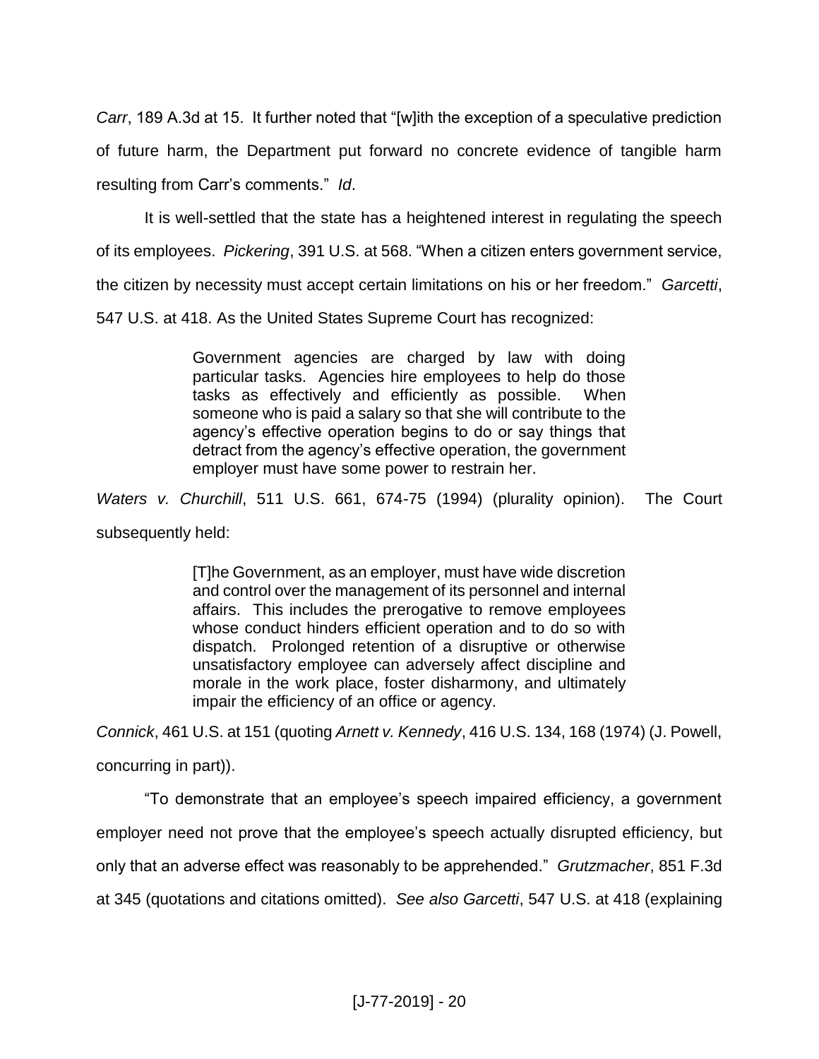*Carr*, 189 A.3d at 15. It further noted that "[w]ith the exception of a speculative prediction of future harm, the Department put forward no concrete evidence of tangible harm resulting from Carr's comments." *Id*.

It is well-settled that the state has a heightened interest in regulating the speech of its employees. *Pickering*, 391 U.S. at 568. "When a citizen enters government service, the citizen by necessity must accept certain limitations on his or her freedom." *Garcetti*, 547 U.S. at 418. As the United States Supreme Court has recognized:

> Government agencies are charged by law with doing particular tasks. Agencies hire employees to help do those tasks as effectively and efficiently as possible. When someone who is paid a salary so that she will contribute to the agency's effective operation begins to do or say things that detract from the agency's effective operation, the government employer must have some power to restrain her.

*Waters v. Churchill*, 511 U.S. 661, 674-75 (1994) (plurality opinion). The Court subsequently held:

> [T]he Government, as an employer, must have wide discretion and control over the management of its personnel and internal affairs. This includes the prerogative to remove employees whose conduct hinders efficient operation and to do so with dispatch. Prolonged retention of a disruptive or otherwise unsatisfactory employee can adversely affect discipline and morale in the work place, foster disharmony, and ultimately impair the efficiency of an office or agency.

*Connick*, 461 U.S. at 151 (quoting *Arnett v. Kennedy*, 416 U.S. 134, 168 (1974) (J. Powell, concurring in part)).

"To demonstrate that an employee's speech impaired efficiency, a government employer need not prove that the employee's speech actually disrupted efficiency, but only that an adverse effect was reasonably to be apprehended." *Grutzmacher*, 851 F.3d at 345 (quotations and citations omitted). *See also Garcetti*, 547 U.S. at 418 (explaining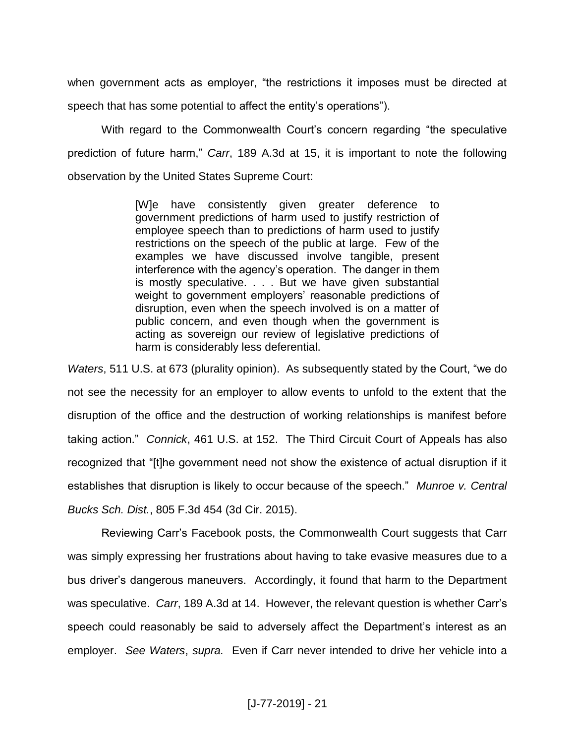when government acts as employer, "the restrictions it imposes must be directed at speech that has some potential to affect the entity's operations").

With regard to the Commonwealth Court's concern regarding "the speculative prediction of future harm," *Carr*, 189 A.3d at 15, it is important to note the following observation by the United States Supreme Court:

> [W]e have consistently given greater deference to government predictions of harm used to justify restriction of employee speech than to predictions of harm used to justify restrictions on the speech of the public at large. Few of the examples we have discussed involve tangible, present interference with the agency's operation. The danger in them is mostly speculative. . . . But we have given substantial weight to government employers' reasonable predictions of disruption, even when the speech involved is on a matter of public concern, and even though when the government is acting as sovereign our review of legislative predictions of harm is considerably less deferential.

*Waters*, 511 U.S. at 673 (plurality opinion). As subsequently stated by the Court, "we do not see the necessity for an employer to allow events to unfold to the extent that the disruption of the office and the destruction of working relationships is manifest before taking action." *Connick*, 461 U.S. at 152. The Third Circuit Court of Appeals has also recognized that "[t]he government need not show the existence of actual disruption if it establishes that disruption is likely to occur because of the speech." *Munroe v. Central Bucks Sch. Dist.*, 805 F.3d 454 (3d Cir. 2015).

Reviewing Carr's Facebook posts, the Commonwealth Court suggests that Carr was simply expressing her frustrations about having to take evasive measures due to a bus driver's dangerous maneuvers. Accordingly, it found that harm to the Department was speculative. *Carr*, 189 A.3d at 14. However, the relevant question is whether Carr's speech could reasonably be said to adversely affect the Department's interest as an employer. *See Waters*, *supra.* Even if Carr never intended to drive her vehicle into a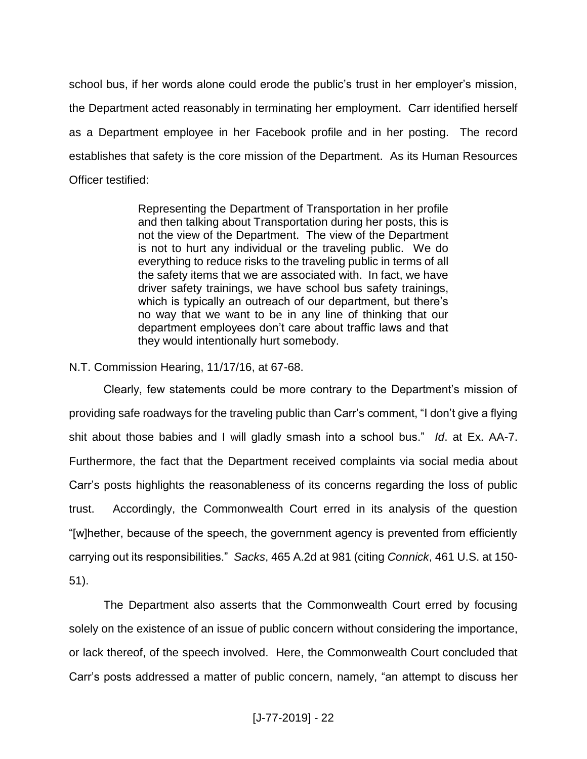school bus, if her words alone could erode the public's trust in her employer's mission, the Department acted reasonably in terminating her employment. Carr identified herself as a Department employee in her Facebook profile and in her posting. The record establishes that safety is the core mission of the Department. As its Human Resources Officer testified:

> Representing the Department of Transportation in her profile and then talking about Transportation during her posts, this is not the view of the Department. The view of the Department is not to hurt any individual or the traveling public. We do everything to reduce risks to the traveling public in terms of all the safety items that we are associated with. In fact, we have driver safety trainings, we have school bus safety trainings, which is typically an outreach of our department, but there's no way that we want to be in any line of thinking that our department employees don't care about traffic laws and that they would intentionally hurt somebody.

N.T. Commission Hearing, 11/17/16, at 67-68.

Clearly, few statements could be more contrary to the Department's mission of providing safe roadways for the traveling public than Carr's comment, "I don't give a flying shit about those babies and I will gladly smash into a school bus." *Id*. at Ex. AA-7. Furthermore, the fact that the Department received complaints via social media about Carr's posts highlights the reasonableness of its concerns regarding the loss of public trust. Accordingly, the Commonwealth Court erred in its analysis of the question "[w]hether, because of the speech, the government agency is prevented from efficiently carrying out its responsibilities." *Sacks*, 465 A.2d at 981 (citing *Connick*, 461 U.S. at 150-51).

The Department also asserts that the Commonwealth Court erred by focusing solely on the existence of an issue of public concern without considering the importance, or lack thereof, of the speech involved. Here, the Commonwealth Court concluded that Carr's posts addressed a matter of public concern, namely, "an attempt to discuss her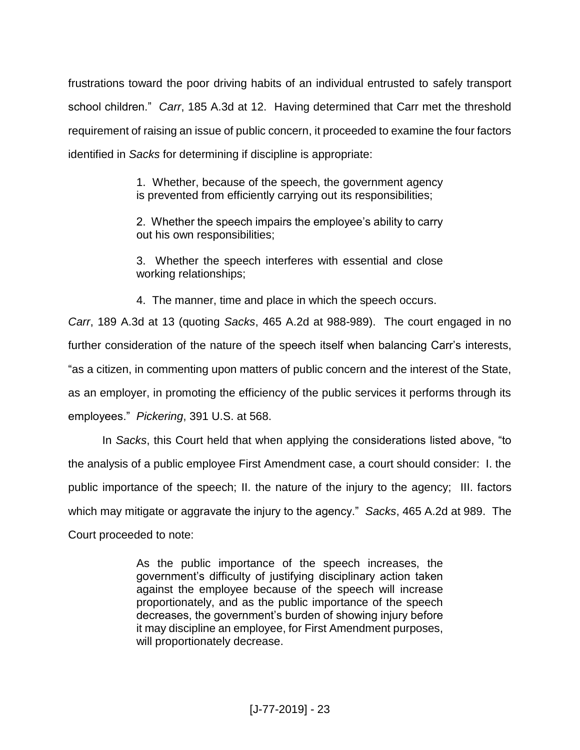frustrations toward the poor driving habits of an individual entrusted to safely transport school children." *Carr*, 185 A.3d at 12. Having determined that Carr met the threshold requirement of raising an issue of public concern, it proceeded to examine the four factors identified in *Sacks* for determining if discipline is appropriate:

> 1. Whether, because of the speech, the government agency is prevented from efficiently carrying out its responsibilities;
>
> 2. Whether the speech impairs the employee's ability to carry out his own responsibilities;
>
> 3. Whether the speech interferes with essential and close working relationships;
>
> 4. The manner, time and place in which the speech occurs.

*Carr*, 189 A.3d at 13 (quoting *Sacks*, 465 A.2d at 988-989). The court engaged in no further consideration of the nature of the speech itself when balancing Carr's interests, "as a citizen, in commenting upon matters of public concern and the interest of the State, as an employer, in promoting the efficiency of the public services it performs through its employees." *Pickering*, 391 U.S. at 568.

In *Sacks*, this Court held that when applying the considerations listed above, "to the analysis of a public employee First Amendment case, a court should consider: I. the public importance of the speech; II. the nature of the injury to the agency; III. factors which may mitigate or aggravate the injury to the agency." *Sacks*, 465 A.2d at 989. The Court proceeded to note:

> As the public importance of the speech increases, the government's difficulty of justifying disciplinary action taken against the employee because of the speech will increase proportionately, and as the public importance of the speech decreases, the government's burden of showing injury before it may discipline an employee, for First Amendment purposes, will proportionately decrease.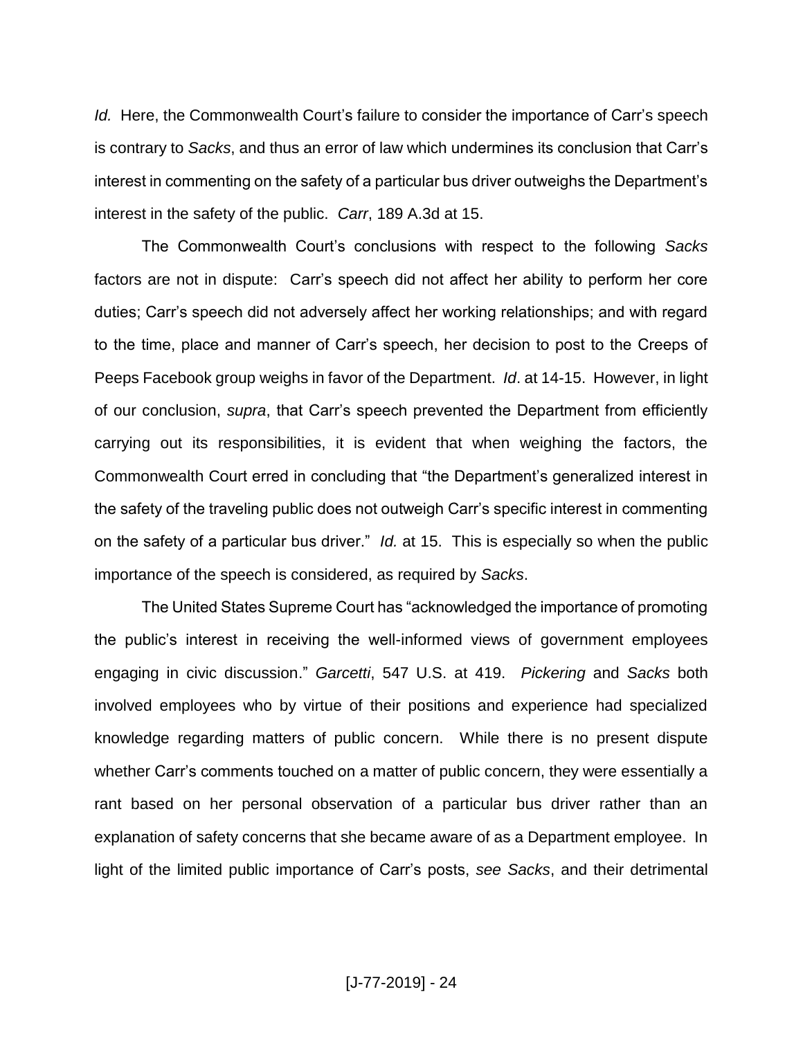*Id.* Here, the Commonwealth Court's failure to consider the importance of Carr's speech is contrary to *Sacks*, and thus an error of law which undermines its conclusion that Carr's interest in commenting on the safety of a particular bus driver outweighs the Department's interest in the safety of the public. *Carr*, 189 A.3d at 15.

The Commonwealth Court's conclusions with respect to the following *Sacks* factors are not in dispute: Carr's speech did not affect her ability to perform her core duties; Carr's speech did not adversely affect her working relationships; and with regard to the time, place and manner of Carr's speech, her decision to post to the Creeps of Peeps Facebook group weighs in favor of the Department. *Id*. at 14-15. However, in light of our conclusion, *supra*, that Carr's speech prevented the Department from efficiently carrying out its responsibilities, it is evident that when weighing the factors, the Commonwealth Court erred in concluding that "the Department's generalized interest in the safety of the traveling public does not outweigh Carr's specific interest in commenting on the safety of a particular bus driver." *Id.* at 15. This is especially so when the public importance of the speech is considered, as required by *Sacks*.

The United States Supreme Court has "acknowledged the importance of promoting the public's interest in receiving the well-informed views of government employees engaging in civic discussion." *Garcetti*, 547 U.S. at 419. *Pickering* and *Sacks* both involved employees who by virtue of their positions and experience had specialized knowledge regarding matters of public concern. While there is no present dispute whether Carr's comments touched on a matter of public concern, they were essentially a rant based on her personal observation of a particular bus driver rather than an explanation of safety concerns that she became aware of as a Department employee. In light of the limited public importance of Carr's posts, *see Sacks*, and their detrimental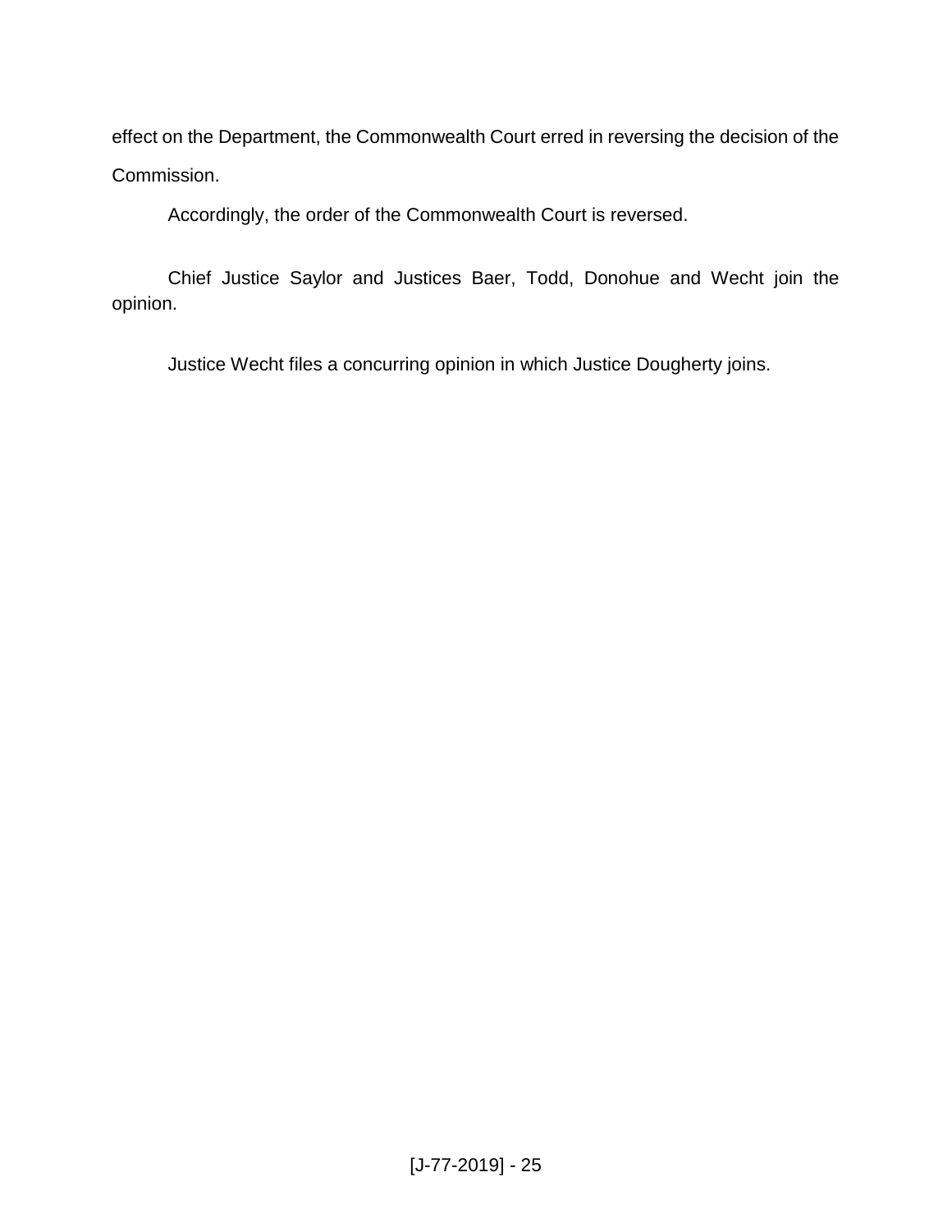effect on the Department, the Commonwealth Court erred in reversing the decision of the Commission.

Accordingly, the order of the Commonwealth Court is reversed.

Chief Justice Saylor and Justices Baer, Todd, Donohue and Wecht join the opinion.

Justice Wecht files a concurring opinion in which Justice Dougherty joins.